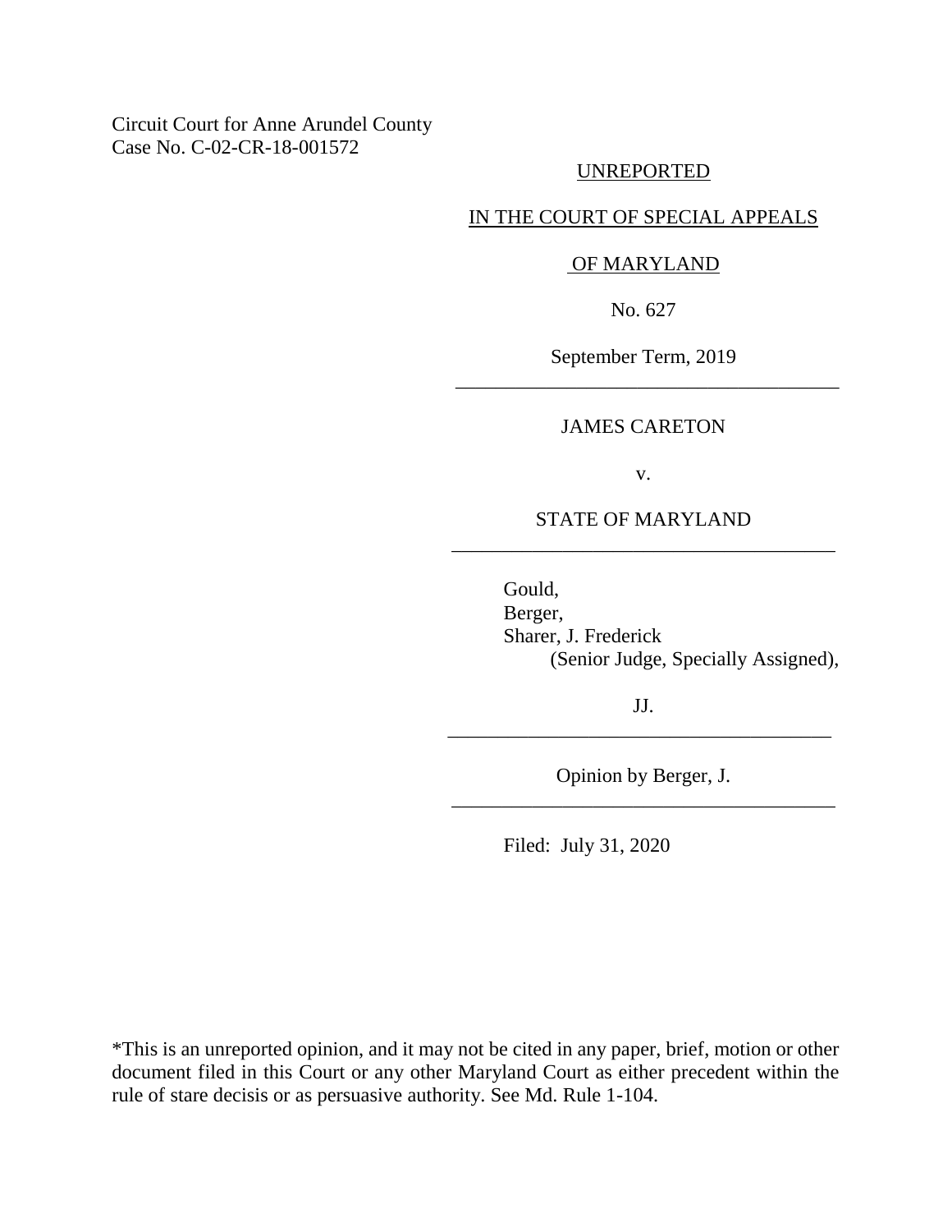Circuit Court for Anne Arundel County
Case No. C-02-CR-18-001572

UNREPORTED

IN THE COURT OF SPECIAL APPEALS

OF MARYLAND

No. 627

September Term, 2019

---

JAMES CARETON

v.

STATE OF MARYLAND

---

Gould,
Berger,
Sharer, J. Frederick
(Senior Judge, Specially Assigned),

JJ.

---

Opinion by Berger, J.

---

Filed: July 31, 2020

*This is an unreported opinion, and it may not be cited in any paper, brief, motion or other document filed in this Court or any other Maryland Court as either precedent within the rule of stare decisis or as persuasive authority. See Md. Rule 1-104.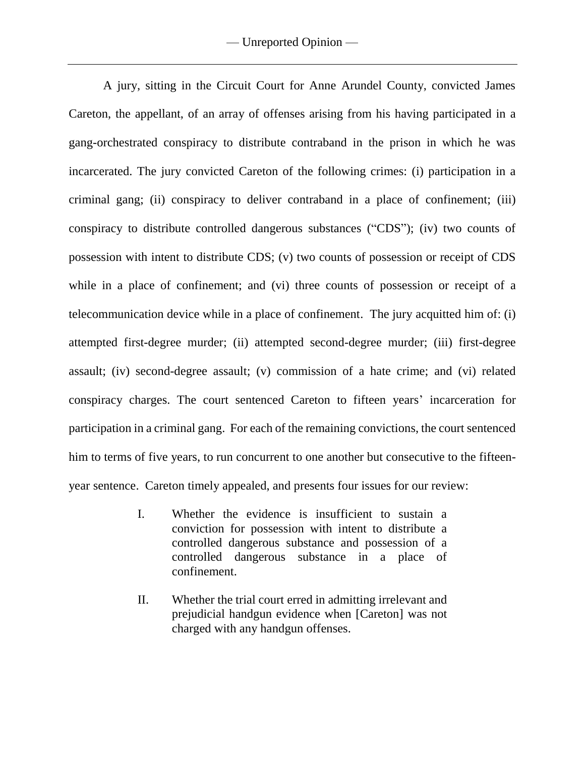A jury, sitting in the Circuit Court for Anne Arundel County, convicted James Careton, the appellant, of an array of offenses arising from his having participated in a gang-orchestrated conspiracy to distribute contraband in the prison in which he was incarcerated. The jury convicted Careton of the following crimes: (i) participation in a criminal gang; (ii) conspiracy to deliver contraband in a place of confinement; (iii) conspiracy to distribute controlled dangerous substances ("CDS"); (iv) two counts of possession with intent to distribute CDS; (v) two counts of possession or receipt of CDS while in a place of confinement; and (vi) three counts of possession or receipt of a telecommunication device while in a place of confinement. The jury acquitted him of: (i) attempted first-degree murder; (ii) attempted second-degree murder; (iii) first-degree assault; (iv) second-degree assault; (v) commission of a hate crime; and (vi) related conspiracy charges. The court sentenced Careton to fifteen years' incarceration for participation in a criminal gang. For each of the remaining convictions, the court sentenced him to terms of five years, to run concurrent to one another but consecutive to the fifteen-year sentence. Careton timely appealed, and presents four issues for our review:

> I. Whether the evidence is insufficient to sustain a conviction for possession with intent to distribute a controlled dangerous substance and possession of a controlled dangerous substance in a place of confinement.
>
> II. Whether the trial court erred in admitting irrelevant and prejudicial handgun evidence when [Careton] was not charged with any handgun offenses.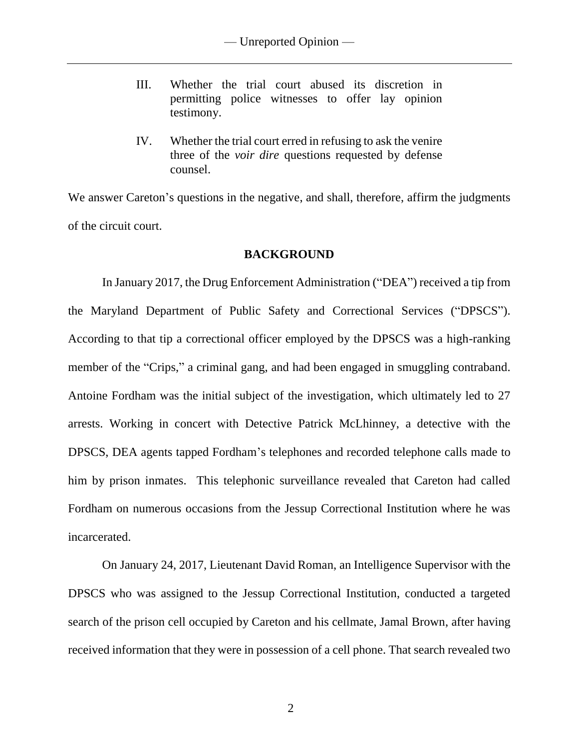III. Whether the trial court abused its discretion in permitting police witnesses to offer lay opinion testimony.

IV. Whether the trial court erred in refusing to ask the venire three of the *voir dire* questions requested by defense counsel.

We answer Careton's questions in the negative, and shall, therefore, affirm the judgments of the circuit court.

## BACKGROUND

In January 2017, the Drug Enforcement Administration ("DEA") received a tip from the Maryland Department of Public Safety and Correctional Services ("DPSCS"). According to that tip a correctional officer employed by the DPSCS was a high-ranking member of the "Crips," a criminal gang, and had been engaged in smuggling contraband. Antoine Fordham was the initial subject of the investigation, which ultimately led to 27 arrests. Working in concert with Detective Patrick McLhinney, a detective with the DPSCS, DEA agents tapped Fordham's telephones and recorded telephone calls made to him by prison inmates. This telephonic surveillance revealed that Careton had called Fordham on numerous occasions from the Jessup Correctional Institution where he was incarcerated.

On January 24, 2017, Lieutenant David Roman, an Intelligence Supervisor with the DPSCS who was assigned to the Jessup Correctional Institution, conducted a targeted search of the prison cell occupied by Careton and his cellmate, Jamal Brown, after having received information that they were in possession of a cell phone. That search revealed two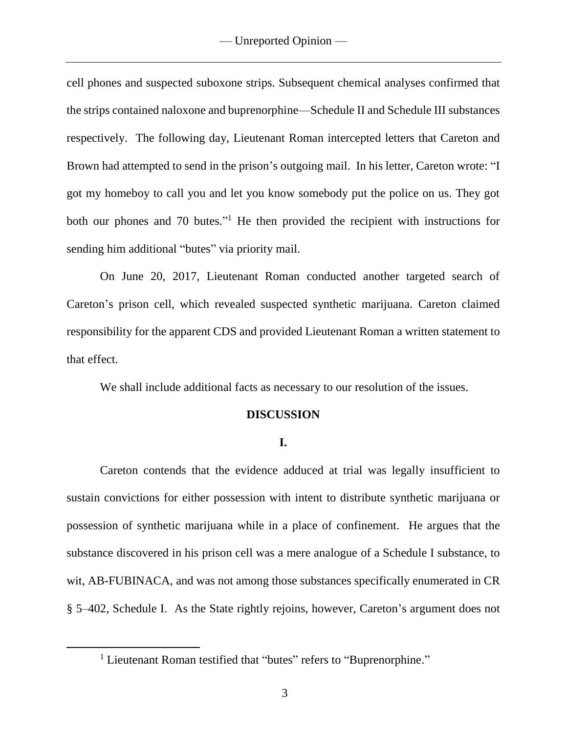cell phones and suspected suboxone strips. Subsequent chemical analyses confirmed that the strips contained naloxone and buprenorphine—Schedule II and Schedule III substances respectively. The following day, Lieutenant Roman intercepted letters that Careton and Brown had attempted to send in the prison's outgoing mail. In his letter, Careton wrote: "I got my homeboy to call you and let you know somebody put the police on us. They got both our phones and 70 butes."[1] He then provided the recipient with instructions for sending him additional "butes" via priority mail.

On June 20, 2017, Lieutenant Roman conducted another targeted search of Careton's prison cell, which revealed suspected synthetic marijuana. Careton claimed responsibility for the apparent CDS and provided Lieutenant Roman a written statement to that effect.

We shall include additional facts as necessary to our resolution of the issues.

## DISCUSSION

### I.

Careton contends that the evidence adduced at trial was legally insufficient to sustain convictions for either possession with intent to distribute synthetic marijuana or possession of synthetic marijuana while in a place of confinement. He argues that the substance discovered in his prison cell was a mere analogue of a Schedule I substance, to wit, AB-FUBINACA, and was not among those substances specifically enumerated in CR § 5–402, Schedule I. As the State rightly rejoins, however, Careton's argument does not

[1] Lieutenant Roman testified that "butes" refers to "Buprenorphine."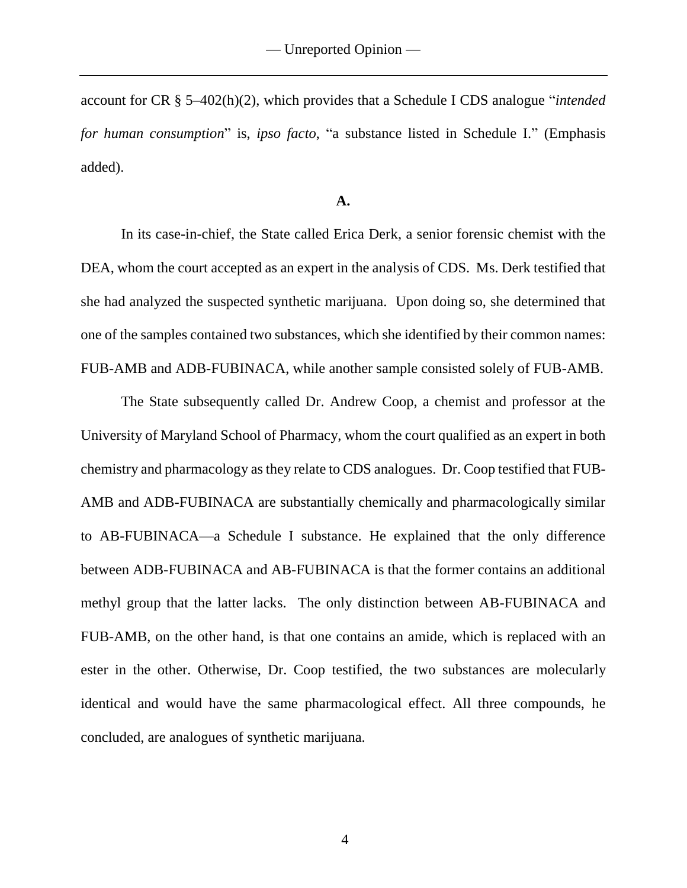account for CR § 5–402(h)(2), which provides that a Schedule I CDS analogue "*intended for human consumption*" is, *ipso facto*, "a substance listed in Schedule I." (Emphasis added).

**A.**

In its case-in-chief, the State called Erica Derk, a senior forensic chemist with the DEA, whom the court accepted as an expert in the analysis of CDS. Ms. Derk testified that she had analyzed the suspected synthetic marijuana. Upon doing so, she determined that one of the samples contained two substances, which she identified by their common names: FUB-AMB and ADB-FUBINACA, while another sample consisted solely of FUB-AMB.

The State subsequently called Dr. Andrew Coop, a chemist and professor at the University of Maryland School of Pharmacy, whom the court qualified as an expert in both chemistry and pharmacology as they relate to CDS analogues. Dr. Coop testified that FUB-AMB and ADB-FUBINACA are substantially chemically and pharmacologically similar to AB-FUBINACA—a Schedule I substance. He explained that the only difference between ADB-FUBINACA and AB-FUBINACA is that the former contains an additional methyl group that the latter lacks. The only distinction between AB-FUBINACA and FUB-AMB, on the other hand, is that one contains an amide, which is replaced with an ester in the other. Otherwise, Dr. Coop testified, the two substances are molecularly identical and would have the same pharmacological effect. All three compounds, he concluded, are analogues of synthetic marijuana.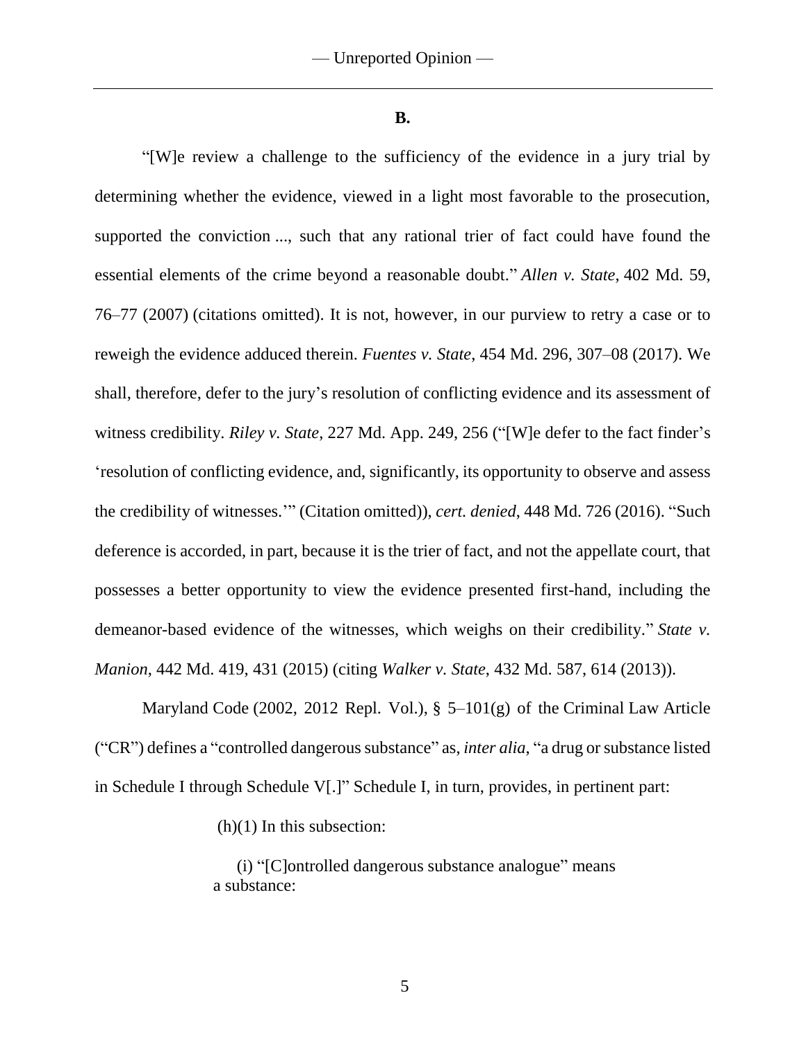**B.**

"[W]e review a challenge to the sufficiency of the evidence in a jury trial by determining whether the evidence, viewed in a light most favorable to the prosecution, supported the conviction ..., such that any rational trier of fact could have found the essential elements of the crime beyond a reasonable doubt." *Allen v. State*, 402 Md. 59, 76–77 (2007) (citations omitted). It is not, however, in our purview to retry a case or to reweigh the evidence adduced therein. *Fuentes v. State*, 454 Md. 296, 307–08 (2017). We shall, therefore, defer to the jury's resolution of conflicting evidence and its assessment of witness credibility. *Riley v. State*, 227 Md. App. 249, 256 ("[W]e defer to the fact finder's 'resolution of conflicting evidence, and, significantly, its opportunity to observe and assess the credibility of witnesses.'" (Citation omitted)), *cert. denied*, 448 Md. 726 (2016). "Such deference is accorded, in part, because it is the trier of fact, and not the appellate court, that possesses a better opportunity to view the evidence presented first-hand, including the demeanor-based evidence of the witnesses, which weighs on their credibility." *State v. Manion*, 442 Md. 419, 431 (2015) (citing *Walker v. State*, 432 Md. 587, 614 (2013)).

Maryland Code (2002, 2012 Repl. Vol.), § 5–101(g) of the Criminal Law Article ("CR") defines a "controlled dangerous substance" as, *inter alia*, "a drug or substance listed in Schedule I through Schedule V[.]" Schedule I, in turn, provides, in pertinent part:

> (h)(1) In this subsection:
>
> (i) "[C]ontrolled dangerous substance analogue" means a substance: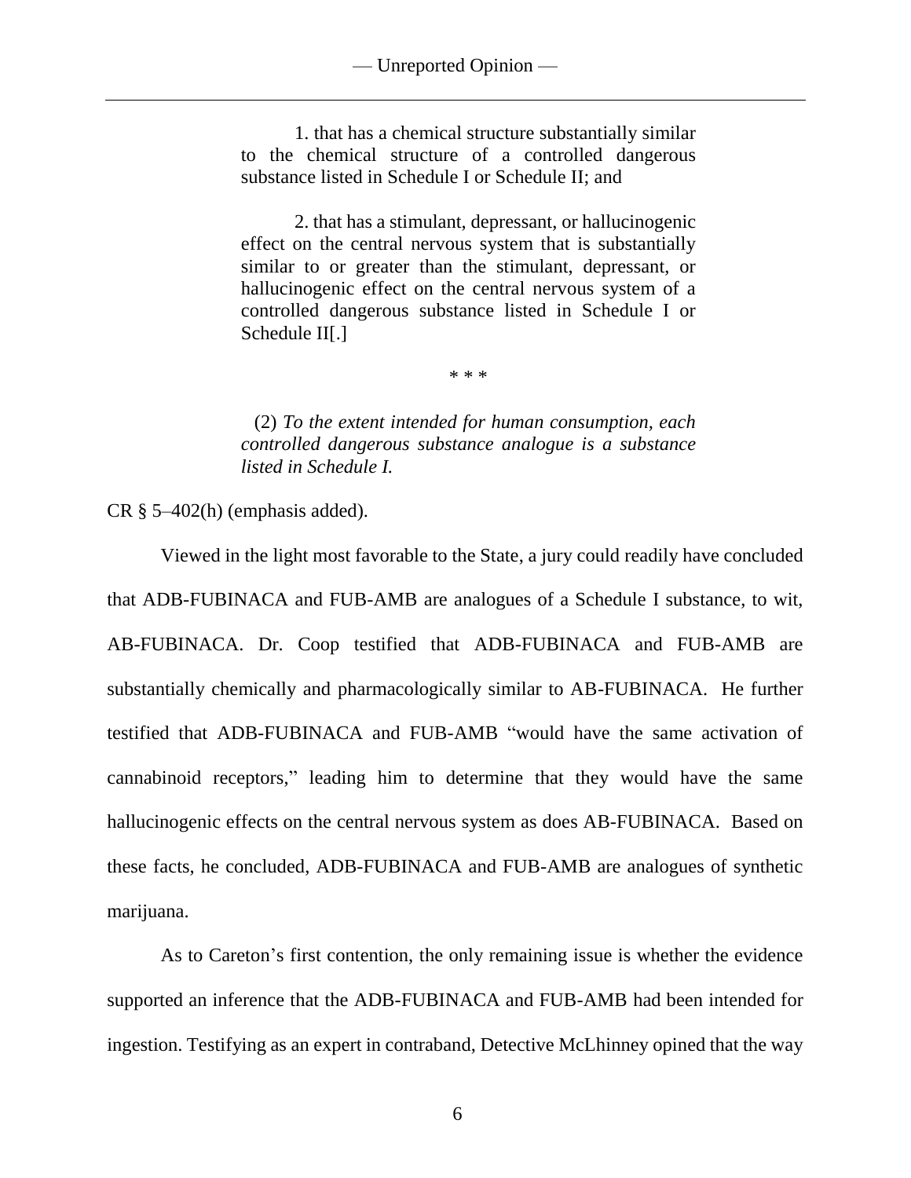> 1. that has a chemical structure substantially similar to the chemical structure of a controlled dangerous substance listed in Schedule I or Schedule II; and
>
> 2. that has a stimulant, depressant, or hallucinogenic effect on the central nervous system that is substantially similar to or greater than the stimulant, depressant, or hallucinogenic effect on the central nervous system of a controlled dangerous substance listed in Schedule I or Schedule II[.]
>
> \* \* \*
>
> (2) *To the extent intended for human consumption, each controlled dangerous substance analogue is a substance listed in Schedule I.*

CR § 5–402(h) (emphasis added).

Viewed in the light most favorable to the State, a jury could readily have concluded that ADB-FUBINACA and FUB-AMB are analogues of a Schedule I substance, to wit, AB-FUBINACA. Dr. Coop testified that ADB-FUBINACA and FUB-AMB are substantially chemically and pharmacologically similar to AB-FUBINACA. He further testified that ADB-FUBINACA and FUB-AMB "would have the same activation of cannabinoid receptors," leading him to determine that they would have the same hallucinogenic effects on the central nervous system as does AB-FUBINACA. Based on these facts, he concluded, ADB-FUBINACA and FUB-AMB are analogues of synthetic marijuana.

As to Careton's first contention, the only remaining issue is whether the evidence supported an inference that the ADB-FUBINACA and FUB-AMB had been intended for ingestion. Testifying as an expert in contraband, Detective McLhinney opined that the way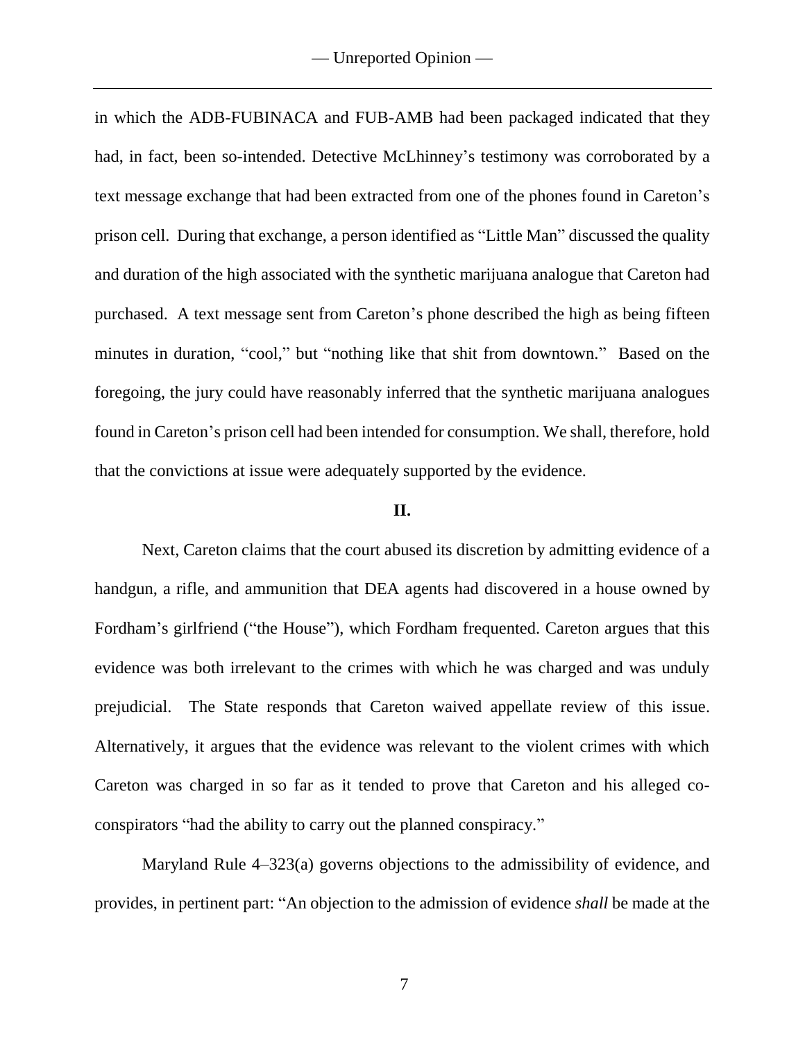in which the ADB-FUBINACA and FUB-AMB had been packaged indicated that they had, in fact, been so-intended. Detective McLhinney's testimony was corroborated by a text message exchange that had been extracted from one of the phones found in Careton's prison cell. During that exchange, a person identified as "Little Man" discussed the quality and duration of the high associated with the synthetic marijuana analogue that Careton had purchased. A text message sent from Careton's phone described the high as being fifteen minutes in duration, "cool," but "nothing like that shit from downtown." Based on the foregoing, the jury could have reasonably inferred that the synthetic marijuana analogues found in Careton's prison cell had been intended for consumption. We shall, therefore, hold that the convictions at issue were adequately supported by the evidence.

## II.

Next, Careton claims that the court abused its discretion by admitting evidence of a handgun, a rifle, and ammunition that DEA agents had discovered in a house owned by Fordham's girlfriend ("the House"), which Fordham frequented. Careton argues that this evidence was both irrelevant to the crimes with which he was charged and was unduly prejudicial. The State responds that Careton waived appellate review of this issue. Alternatively, it argues that the evidence was relevant to the violent crimes with which Careton was charged in so far as it tended to prove that Careton and his alleged co-conspirators "had the ability to carry out the planned conspiracy."

Maryland Rule 4–323(a) governs objections to the admissibility of evidence, and provides, in pertinent part: "An objection to the admission of evidence *shall* be made at the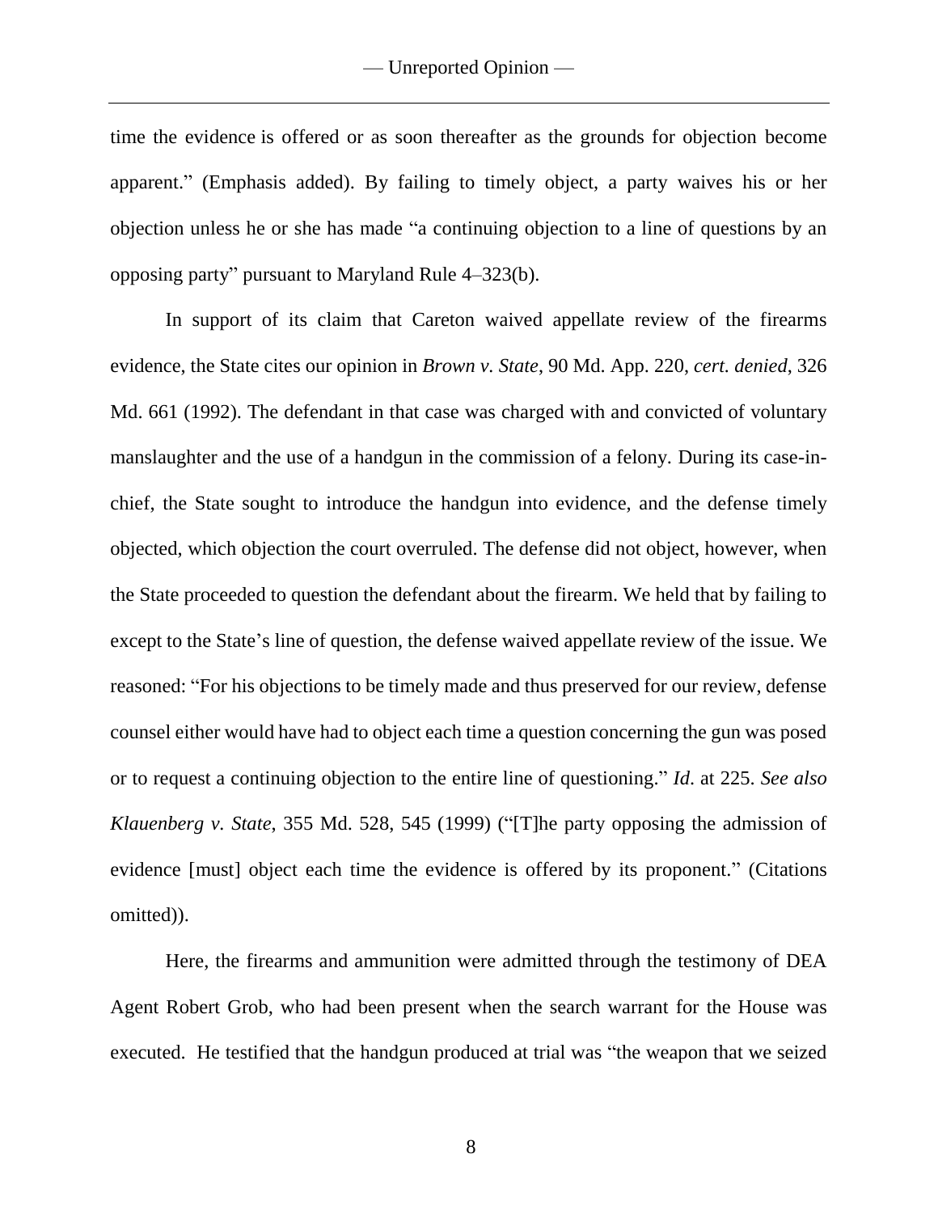time the evidence is offered or as soon thereafter as the grounds for objection become apparent." (Emphasis added). By failing to timely object, a party waives his or her objection unless he or she has made "a continuing objection to a line of questions by an opposing party" pursuant to Maryland Rule 4–323(b).

In support of its claim that Careton waived appellate review of the firearms evidence, the State cites our opinion in *Brown v. State*, 90 Md. App. 220, *cert. denied*, 326 Md. 661 (1992). The defendant in that case was charged with and convicted of voluntary manslaughter and the use of a handgun in the commission of a felony. During its case-in-chief, the State sought to introduce the handgun into evidence, and the defense timely objected, which objection the court overruled. The defense did not object, however, when the State proceeded to question the defendant about the firearm. We held that by failing to except to the State's line of question, the defense waived appellate review of the issue. We reasoned: "For his objections to be timely made and thus preserved for our review, defense counsel either would have had to object each time a question concerning the gun was posed or to request a continuing objection to the entire line of questioning." *Id*. at 225. *See also Klauenberg v. State*, 355 Md. 528, 545 (1999) ("[T]he party opposing the admission of evidence [must] object each time the evidence is offered by its proponent." (Citations omitted)).

Here, the firearms and ammunition were admitted through the testimony of DEA Agent Robert Grob, who had been present when the search warrant for the House was executed. He testified that the handgun produced at trial was "the weapon that we seized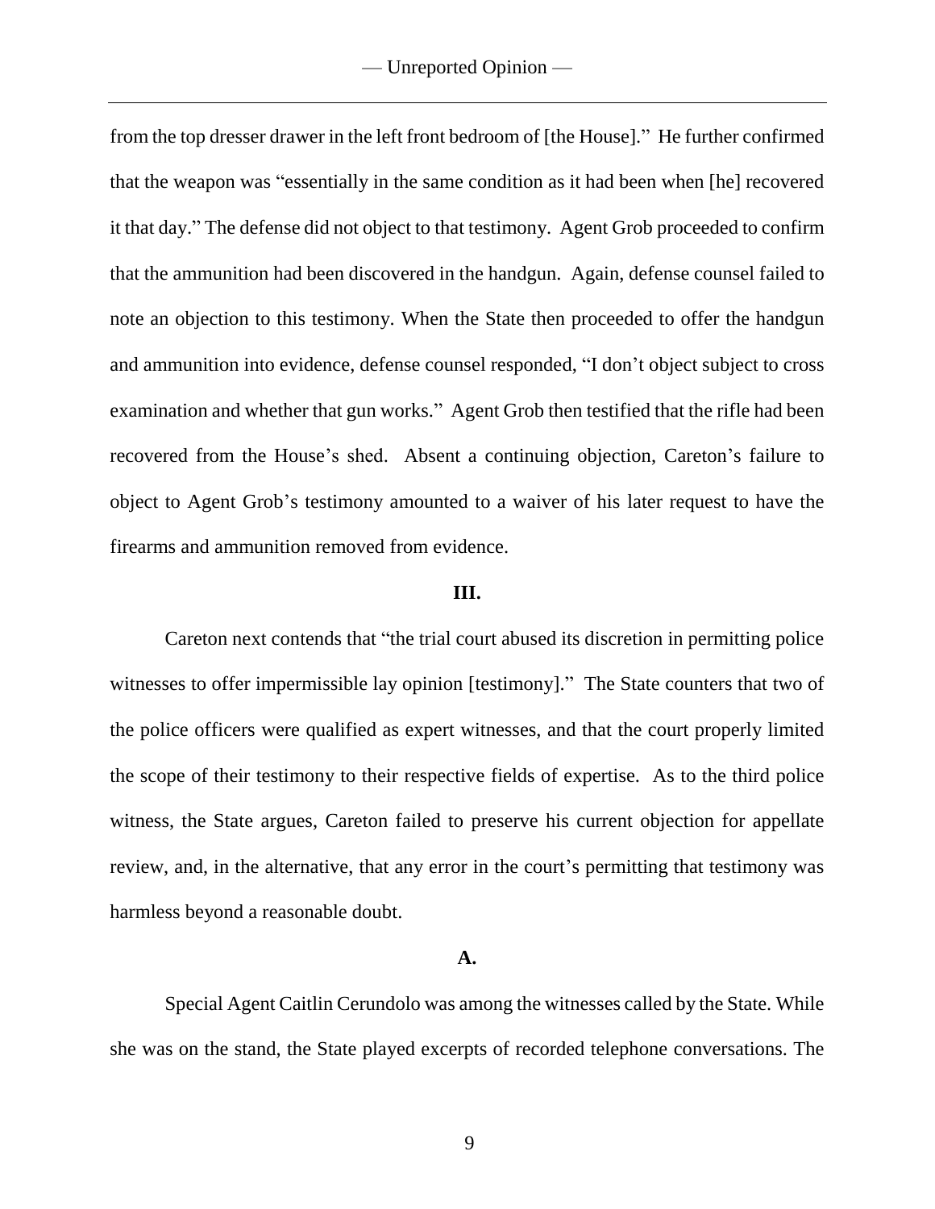from the top dresser drawer in the left front bedroom of [the House]." He further confirmed that the weapon was "essentially in the same condition as it had been when [he] recovered it that day." The defense did not object to that testimony. Agent Grob proceeded to confirm that the ammunition had been discovered in the handgun. Again, defense counsel failed to note an objection to this testimony. When the State then proceeded to offer the handgun and ammunition into evidence, defense counsel responded, "I don't object subject to cross examination and whether that gun works." Agent Grob then testified that the rifle had been recovered from the House's shed. Absent a continuing objection, Careton's failure to object to Agent Grob's testimony amounted to a waiver of his later request to have the firearms and ammunition removed from evidence.

### III.

Careton next contends that "the trial court abused its discretion in permitting police witnesses to offer impermissible lay opinion [testimony]." The State counters that two of the police officers were qualified as expert witnesses, and that the court properly limited the scope of their testimony to their respective fields of expertise. As to the third police witness, the State argues, Careton failed to preserve his current objection for appellate review, and, in the alternative, that any error in the court's permitting that testimony was harmless beyond a reasonable doubt.

### A.

Special Agent Caitlin Cerundolo was among the witnesses called by the State. While she was on the stand, the State played excerpts of recorded telephone conversations. The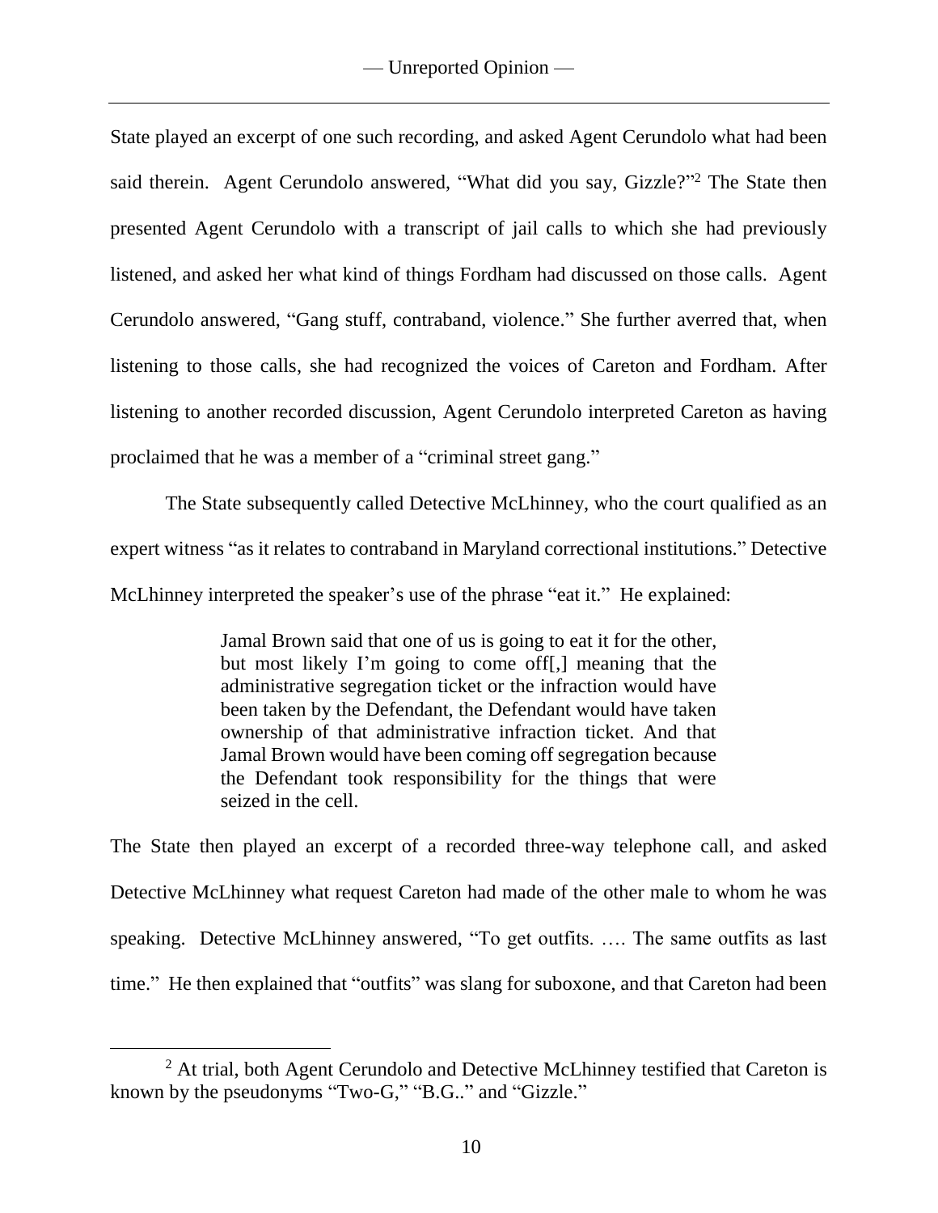State played an excerpt of one such recording, and asked Agent Cerundolo what had been said therein. Agent Cerundolo answered, "What did you say, Gizzle?"[2] The State then presented Agent Cerundolo with a transcript of jail calls to which she had previously listened, and asked her what kind of things Fordham had discussed on those calls. Agent Cerundolo answered, "Gang stuff, contraband, violence." She further averred that, when listening to those calls, she had recognized the voices of Careton and Fordham. After listening to another recorded discussion, Agent Cerundolo interpreted Careton as having proclaimed that he was a member of a "criminal street gang."

The State subsequently called Detective McLhinney, who the court qualified as an expert witness "as it relates to contraband in Maryland correctional institutions." Detective McLhinney interpreted the speaker's use of the phrase "eat it." He explained:

> Jamal Brown said that one of us is going to eat it for the other, but most likely I'm going to come off[,] meaning that the administrative segregation ticket or the infraction would have been taken by the Defendant, the Defendant would have taken ownership of that administrative infraction ticket. And that Jamal Brown would have been coming off segregation because the Defendant took responsibility for the things that were seized in the cell.

The State then played an excerpt of a recorded three-way telephone call, and asked Detective McLhinney what request Careton had made of the other male to whom he was speaking. Detective McLhinney answered, "To get outfits. …. The same outfits as last time." He then explained that "outfits" was slang for suboxone, and that Careton had been

---

[2] At trial, both Agent Cerundolo and Detective McLhinney testified that Careton is known by the pseudonyms "Two-G," "B.G.." and "Gizzle."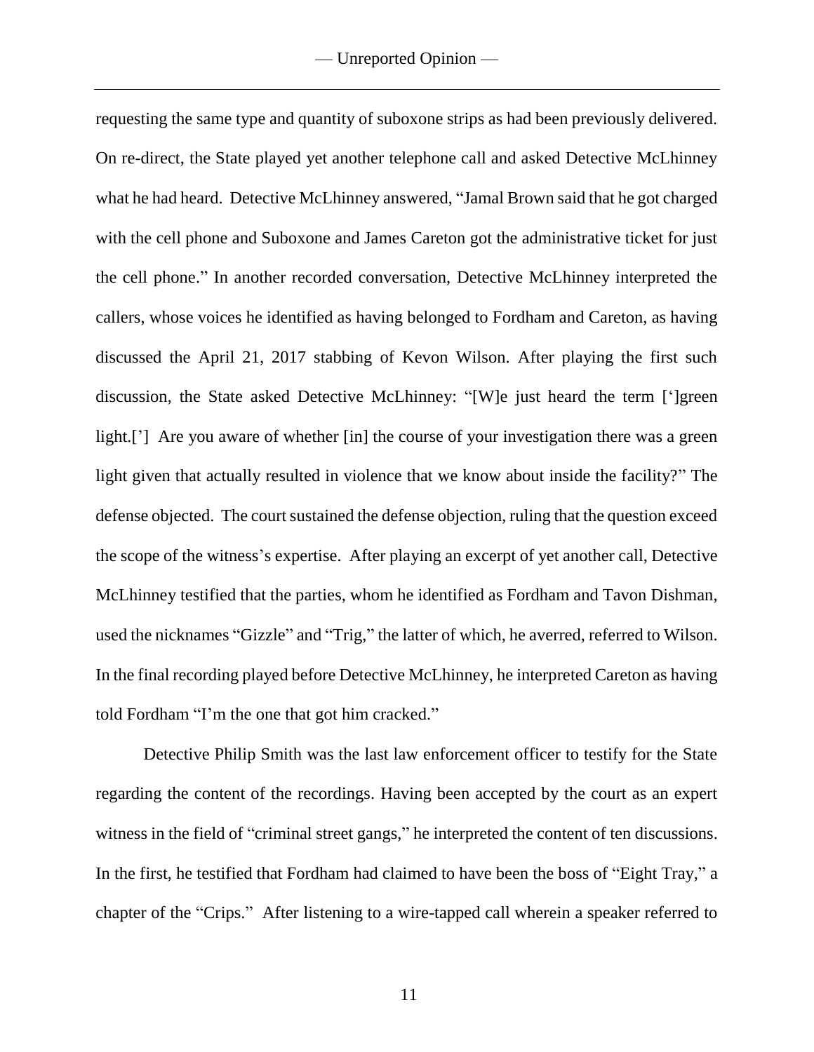requesting the same type and quantity of suboxone strips as had been previously delivered. On re-direct, the State played yet another telephone call and asked Detective McLhinney what he had heard. Detective McLhinney answered, "Jamal Brown said that he got charged with the cell phone and Suboxone and James Careton got the administrative ticket for just the cell phone." In another recorded conversation, Detective McLhinney interpreted the callers, whose voices he identified as having belonged to Fordham and Careton, as having discussed the April 21, 2017 stabbing of Kevon Wilson. After playing the first such discussion, the State asked Detective McLhinney: "[W]e just heard the term [']green light.['] Are you aware of whether [in] the course of your investigation there was a green light given that actually resulted in violence that we know about inside the facility?" The defense objected. The court sustained the defense objection, ruling that the question exceed the scope of the witness's expertise. After playing an excerpt of yet another call, Detective McLhinney testified that the parties, whom he identified as Fordham and Tavon Dishman, used the nicknames "Gizzle" and "Trig," the latter of which, he averred, referred to Wilson. In the final recording played before Detective McLhinney, he interpreted Careton as having told Fordham "I'm the one that got him cracked."

Detective Philip Smith was the last law enforcement officer to testify for the State regarding the content of the recordings. Having been accepted by the court as an expert witness in the field of "criminal street gangs," he interpreted the content of ten discussions. In the first, he testified that Fordham had claimed to have been the boss of "Eight Tray," a chapter of the "Crips." After listening to a wire-tapped call wherein a speaker referred to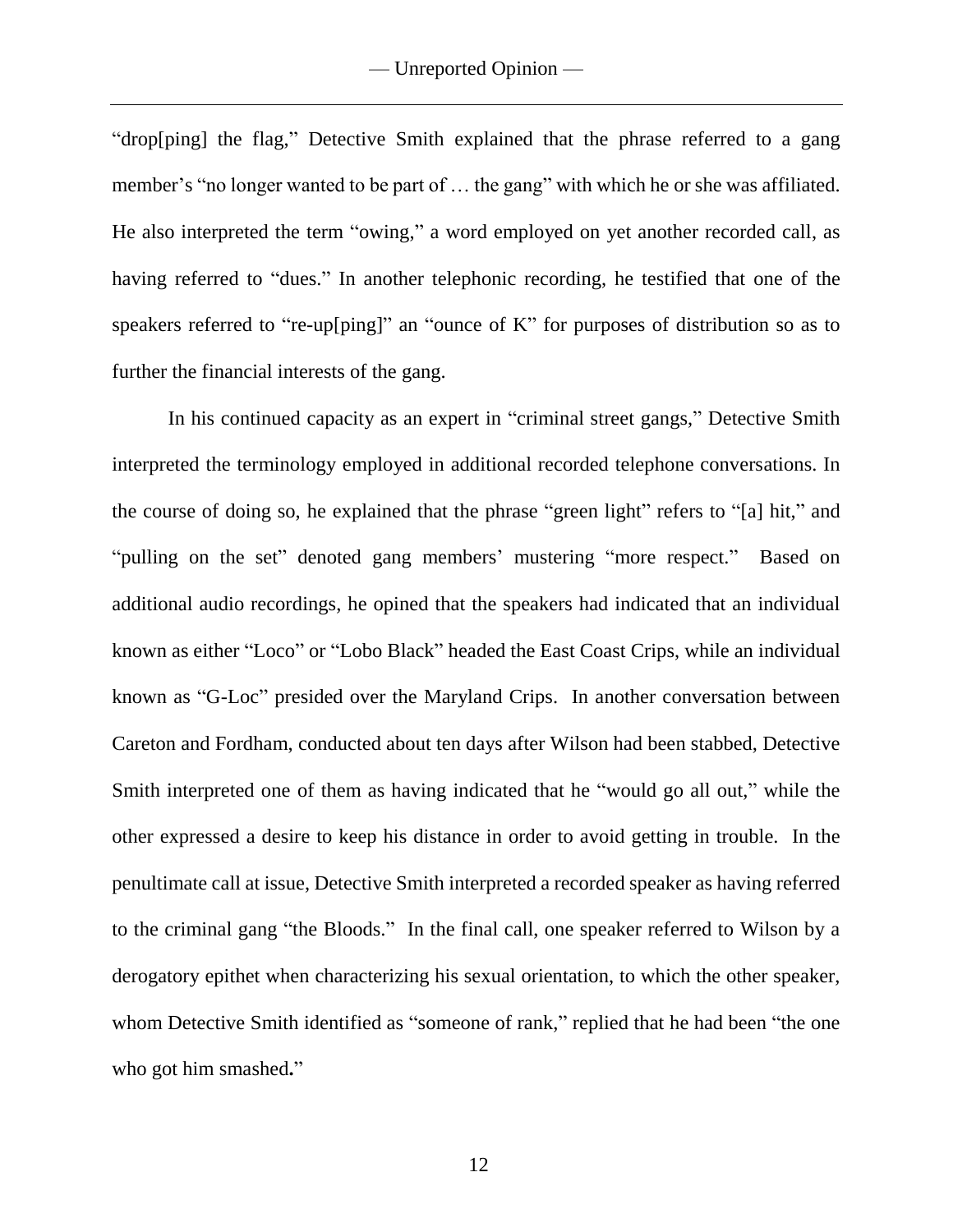"drop[ping] the flag," Detective Smith explained that the phrase referred to a gang member's "no longer wanted to be part of … the gang" with which he or she was affiliated. He also interpreted the term "owing," a word employed on yet another recorded call, as having referred to "dues." In another telephonic recording, he testified that one of the speakers referred to "re-up[ping]" an "ounce of K" for purposes of distribution so as to further the financial interests of the gang.

In his continued capacity as an expert in "criminal street gangs," Detective Smith interpreted the terminology employed in additional recorded telephone conversations. In the course of doing so, he explained that the phrase "green light" refers to "[a] hit," and "pulling on the set" denoted gang members' mustering "more respect." Based on additional audio recordings, he opined that the speakers had indicated that an individual known as either "Loco" or "Lobo Black" headed the East Coast Crips, while an individual known as "G-Loc" presided over the Maryland Crips. In another conversation between Careton and Fordham, conducted about ten days after Wilson had been stabbed, Detective Smith interpreted one of them as having indicated that he "would go all out," while the other expressed a desire to keep his distance in order to avoid getting in trouble. In the penultimate call at issue, Detective Smith interpreted a recorded speaker as having referred to the criminal gang "the Bloods." In the final call, one speaker referred to Wilson by a derogatory epithet when characterizing his sexual orientation, to which the other speaker, whom Detective Smith identified as "someone of rank," replied that he had been "the one who got him smashed**.**"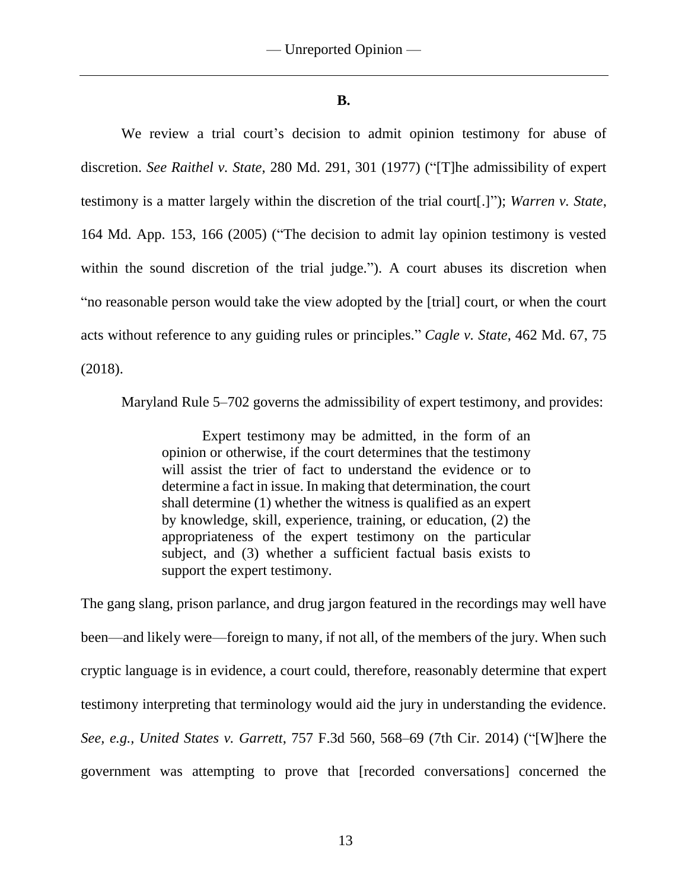**B.**

We review a trial court's decision to admit opinion testimony for abuse of discretion. *See Raithel v. State*, 280 Md. 291, 301 (1977) ("[T]he admissibility of expert testimony is a matter largely within the discretion of the trial court[.]"); *Warren v. State*, 164 Md. App. 153, 166 (2005) ("The decision to admit lay opinion testimony is vested within the sound discretion of the trial judge."). A court abuses its discretion when "no reasonable person would take the view adopted by the [trial] court, or when the court acts without reference to any guiding rules or principles." *Cagle v. State*, 462 Md. 67, 75 (2018).

Maryland Rule 5–702 governs the admissibility of expert testimony, and provides:

> Expert testimony may be admitted, in the form of an opinion or otherwise, if the court determines that the testimony will assist the trier of fact to understand the evidence or to determine a fact in issue. In making that determination, the court shall determine (1) whether the witness is qualified as an expert by knowledge, skill, experience, training, or education, (2) the appropriateness of the expert testimony on the particular subject, and (3) whether a sufficient factual basis exists to support the expert testimony.

The gang slang, prison parlance, and drug jargon featured in the recordings may well have been—and likely were—foreign to many, if not all, of the members of the jury. When such cryptic language is in evidence, a court could, therefore, reasonably determine that expert testimony interpreting that terminology would aid the jury in understanding the evidence. *See, e.g., United States v. Garrett*, 757 F.3d 560, 568–69 (7th Cir. 2014) ("[W]here the government was attempting to prove that [recorded conversations] concerned the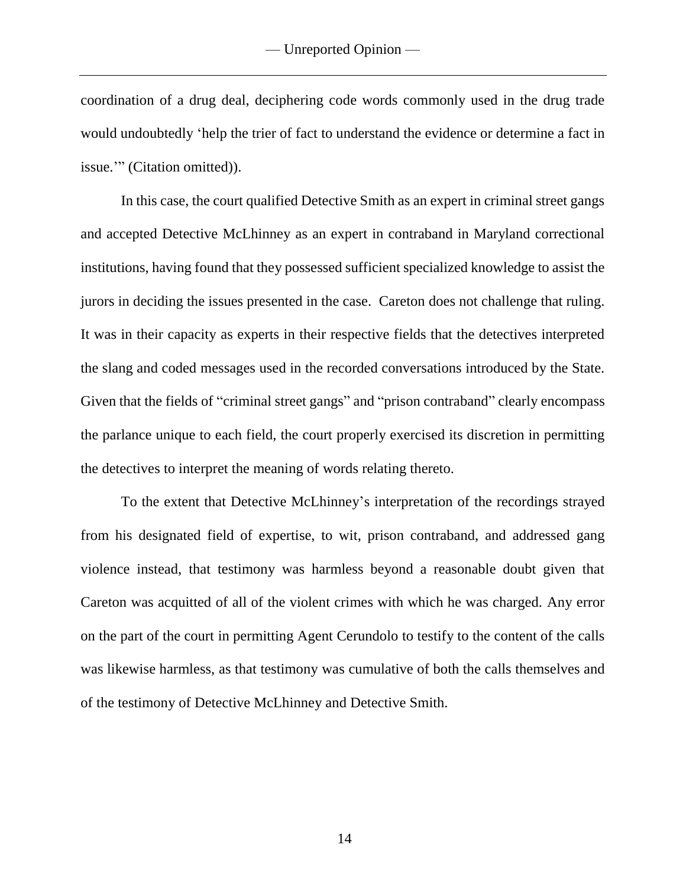coordination of a drug deal, deciphering code words commonly used in the drug trade would undoubtedly 'help the trier of fact to understand the evidence or determine a fact in issue.'" (Citation omitted)).

In this case, the court qualified Detective Smith as an expert in criminal street gangs and accepted Detective McLhinney as an expert in contraband in Maryland correctional institutions, having found that they possessed sufficient specialized knowledge to assist the jurors in deciding the issues presented in the case. Careton does not challenge that ruling. It was in their capacity as experts in their respective fields that the detectives interpreted the slang and coded messages used in the recorded conversations introduced by the State. Given that the fields of "criminal street gangs" and "prison contraband" clearly encompass the parlance unique to each field, the court properly exercised its discretion in permitting the detectives to interpret the meaning of words relating thereto.

To the extent that Detective McLhinney's interpretation of the recordings strayed from his designated field of expertise, to wit, prison contraband, and addressed gang violence instead, that testimony was harmless beyond a reasonable doubt given that Careton was acquitted of all of the violent crimes with which he was charged. Any error on the part of the court in permitting Agent Cerundolo to testify to the content of the calls was likewise harmless, as that testimony was cumulative of both the calls themselves and of the testimony of Detective McLhinney and Detective Smith.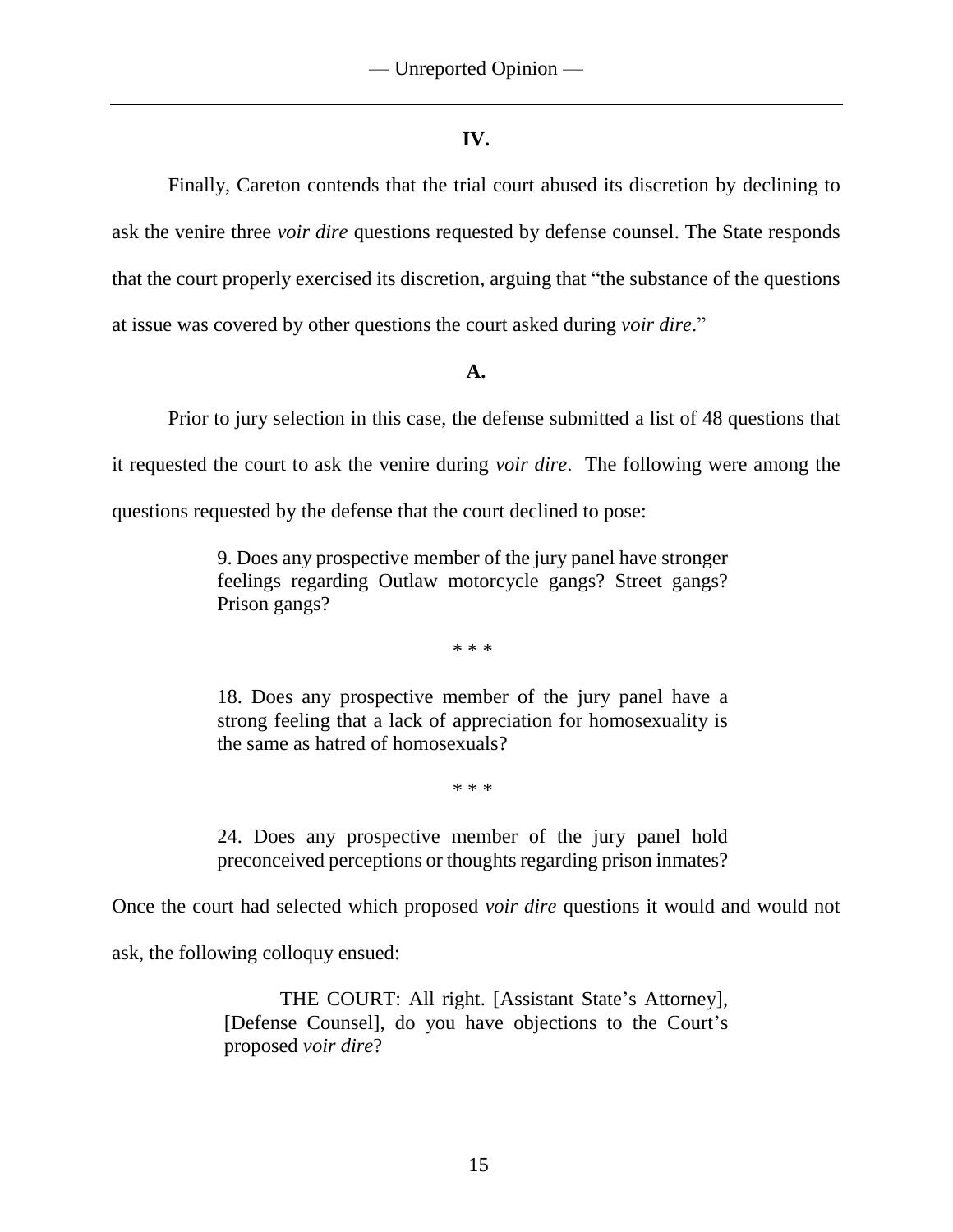## IV.

Finally, Careton contends that the trial court abused its discretion by declining to ask the venire three *voir dire* questions requested by defense counsel. The State responds that the court properly exercised its discretion, arguing that "the substance of the questions at issue was covered by other questions the court asked during *voir dire*."

### A.

Prior to jury selection in this case, the defense submitted a list of 48 questions that it requested the court to ask the venire during *voir dire*. The following were among the questions requested by the defense that the court declined to pose:

> 9. Does any prospective member of the jury panel have stronger feelings regarding Outlaw motorcycle gangs? Street gangs? Prison gangs?
>
> \* \* \*
>
> 18. Does any prospective member of the jury panel have a strong feeling that a lack of appreciation for homosexuality is the same as hatred of homosexuals?
>
> \* \* \*
>
> 24. Does any prospective member of the jury panel hold preconceived perceptions or thoughts regarding prison inmates?

Once the court had selected which proposed *voir dire* questions it would and would not ask, the following colloquy ensued:

> THE COURT: All right. [Assistant State's Attorney], [Defense Counsel], do you have objections to the Court's proposed *voir dire*?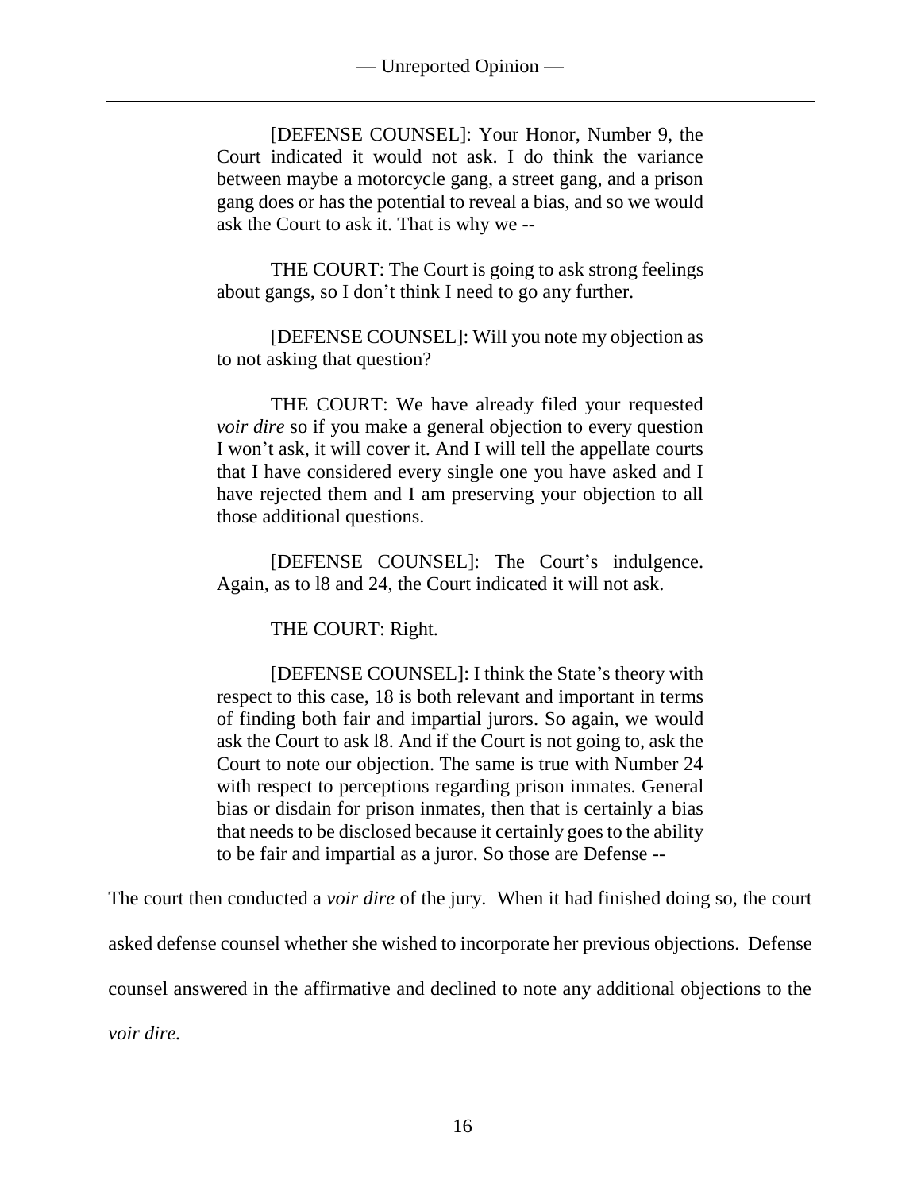[DEFENSE COUNSEL]: Your Honor, Number 9, the Court indicated it would not ask. I do think the variance between maybe a motorcycle gang, a street gang, and a prison gang does or has the potential to reveal a bias, and so we would ask the Court to ask it. That is why we --

> THE COURT: The Court is going to ask strong feelings about gangs, so I don't think I need to go any further.

> [DEFENSE COUNSEL]: Will you note my objection as to not asking that question?

> THE COURT: We have already filed your requested *voir dire* so if you make a general objection to every question I won't ask, it will cover it. And I will tell the appellate courts that I have considered every single one you have asked and I have rejected them and I am preserving your objection to all those additional questions.

> [DEFENSE COUNSEL]: The Court's indulgence. Again, as to l8 and 24, the Court indicated it will not ask.

> THE COURT: Right.

> [DEFENSE COUNSEL]: I think the State's theory with respect to this case, 18 is both relevant and important in terms of finding both fair and impartial jurors. So again, we would ask the Court to ask l8. And if the Court is not going to, ask the Court to note our objection. The same is true with Number 24 with respect to perceptions regarding prison inmates. General bias or disdain for prison inmates, then that is certainly a bias that needs to be disclosed because it certainly goes to the ability to be fair and impartial as a juror. So those are Defense --

The court then conducted a *voir dire* of the jury. When it had finished doing so, the court asked defense counsel whether she wished to incorporate her previous objections. Defense counsel answered in the affirmative and declined to note any additional objections to the *voir dire*.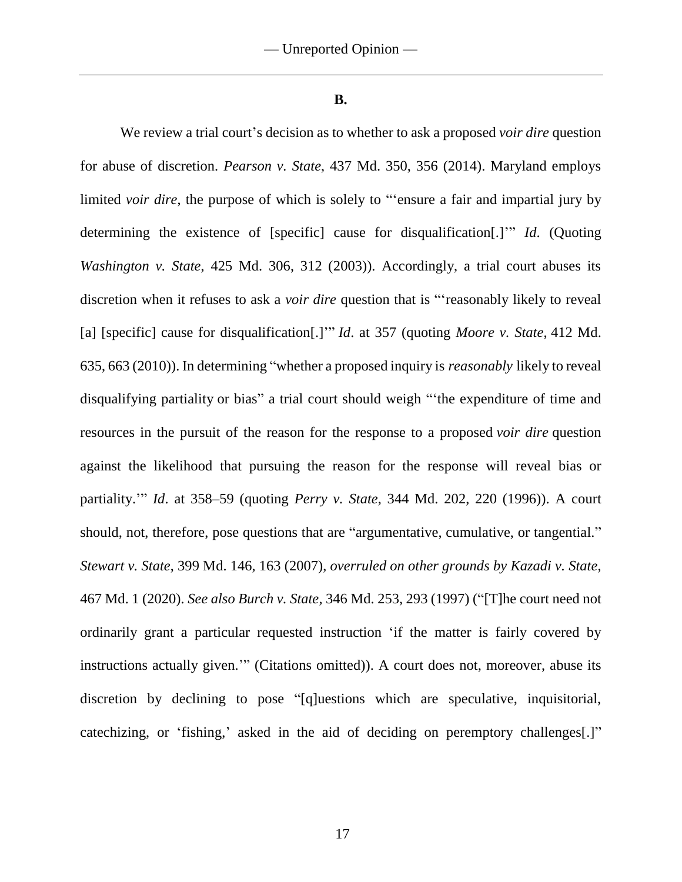**B.**

We review a trial court's decision as to whether to ask a proposed *voir dire* question for abuse of discretion. *Pearson v. State*, 437 Md. 350, 356 (2014). Maryland employs limited *voir dire*, the purpose of which is solely to "'ensure a fair and impartial jury by determining the existence of [specific] cause for disqualification[.]'" *Id*. (Quoting *Washington v. State*, 425 Md. 306, 312 (2003)). Accordingly, a trial court abuses its discretion when it refuses to ask a *voir dire* question that is "'reasonably likely to reveal [a] [specific] cause for disqualification[.]'" *Id*. at 357 (quoting *Moore v. State*, 412 Md. 635, 663 (2010)). In determining "whether a proposed inquiry is *reasonably* likely to reveal disqualifying partiality or bias" a trial court should weigh "'the expenditure of time and resources in the pursuit of the reason for the response to a proposed *voir dire* question against the likelihood that pursuing the reason for the response will reveal bias or partiality.'" *Id*. at 358–59 (quoting *Perry v. State*, 344 Md. 202, 220 (1996)). A court should, not, therefore, pose questions that are "argumentative, cumulative, or tangential." *Stewart v. State*, 399 Md. 146, 163 (2007), *overruled on other grounds by Kazadi v. State*, 467 Md. 1 (2020). *See also Burch v. State*, 346 Md. 253, 293 (1997) ("[T]he court need not ordinarily grant a particular requested instruction 'if the matter is fairly covered by instructions actually given.'" (Citations omitted)). A court does not, moreover, abuse its discretion by declining to pose "[q]uestions which are speculative, inquisitorial, catechizing, or 'fishing,' asked in the aid of deciding on peremptory challenges[.]"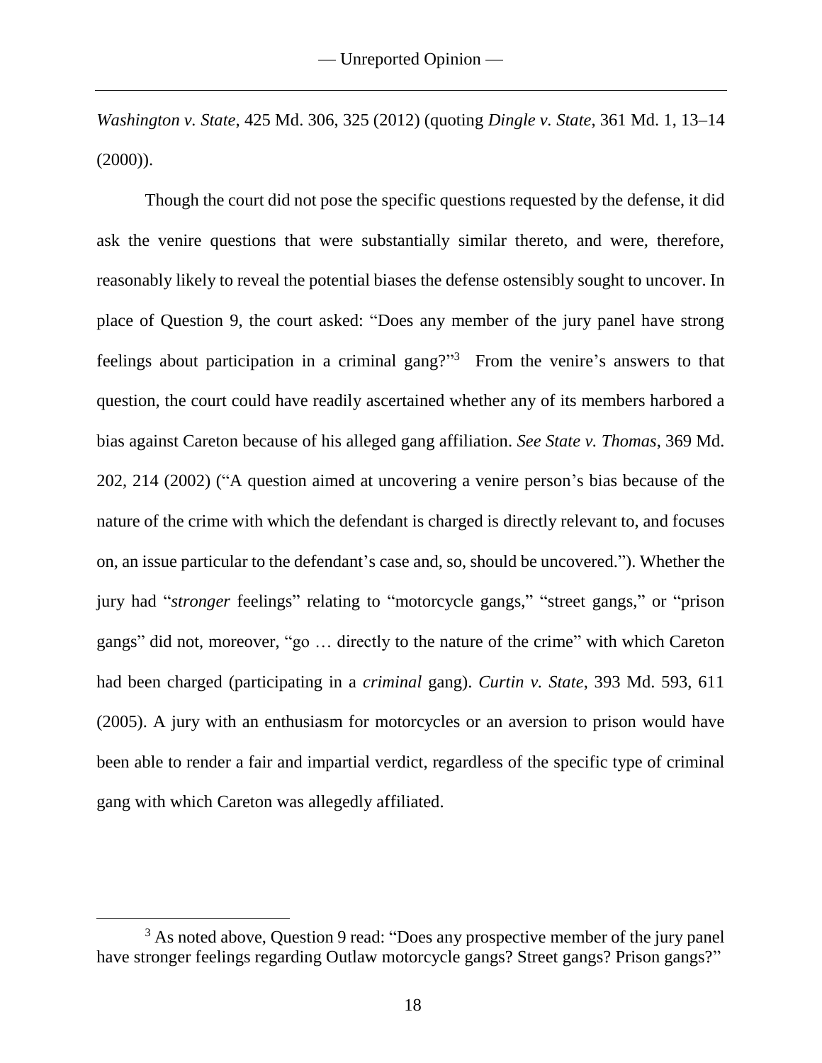*Washington v. State*, 425 Md. 306, 325 (2012) (quoting *Dingle v. State*, 361 Md. 1, 13–14 (2000)).

Though the court did not pose the specific questions requested by the defense, it did ask the venire questions that were substantially similar thereto, and were, therefore, reasonably likely to reveal the potential biases the defense ostensibly sought to uncover. In place of Question 9, the court asked: "Does any member of the jury panel have strong feelings about participation in a criminal gang?"[3] From the venire's answers to that question, the court could have readily ascertained whether any of its members harbored a bias against Careton because of his alleged gang affiliation. *See State v. Thomas*, 369 Md. 202, 214 (2002) ("A question aimed at uncovering a venire person's bias because of the nature of the crime with which the defendant is charged is directly relevant to, and focuses on, an issue particular to the defendant's case and, so, should be uncovered."). Whether the jury had "*stronger* feelings" relating to "motorcycle gangs," "street gangs," or "prison gangs" did not, moreover, "go … directly to the nature of the crime" with which Careton had been charged (participating in a *criminal* gang). *Curtin v. State*, 393 Md. 593, 611 (2005). A jury with an enthusiasm for motorcycles or an aversion to prison would have been able to render a fair and impartial verdict, regardless of the specific type of criminal gang with which Careton was allegedly affiliated.

[3] As noted above, Question 9 read: "Does any prospective member of the jury panel have stronger feelings regarding Outlaw motorcycle gangs? Street gangs? Prison gangs?"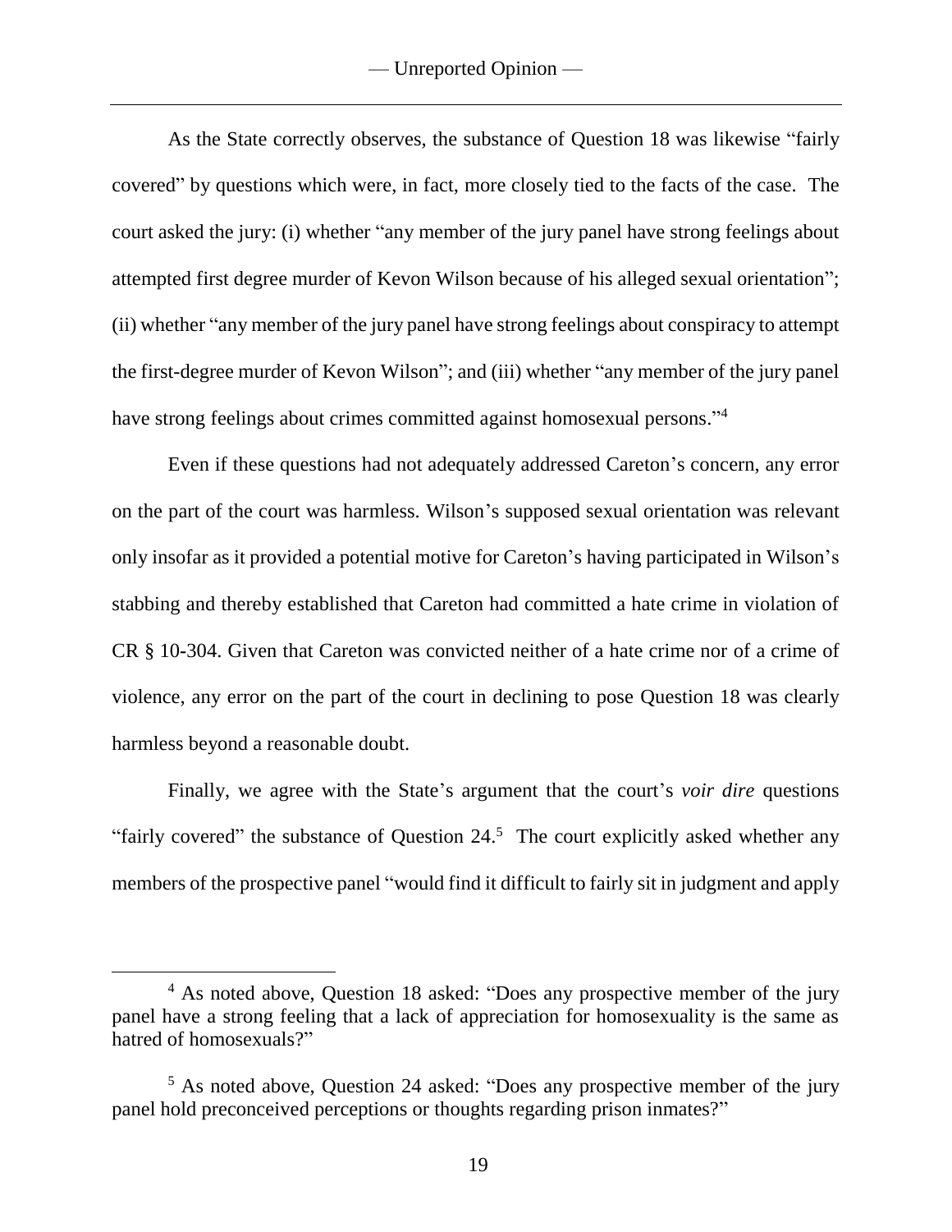As the State correctly observes, the substance of Question 18 was likewise "fairly covered" by questions which were, in fact, more closely tied to the facts of the case. The court asked the jury: (i) whether "any member of the jury panel have strong feelings about attempted first degree murder of Kevon Wilson because of his alleged sexual orientation"; (ii) whether "any member of the jury panel have strong feelings about conspiracy to attempt the first-degree murder of Kevon Wilson"; and (iii) whether "any member of the jury panel have strong feelings about crimes committed against homosexual persons."[4]

Even if these questions had not adequately addressed Careton's concern, any error on the part of the court was harmless. Wilson's supposed sexual orientation was relevant only insofar as it provided a potential motive for Careton's having participated in Wilson's stabbing and thereby established that Careton had committed a hate crime in violation of CR § 10-304. Given that Careton was convicted neither of a hate crime nor of a crime of violence, any error on the part of the court in declining to pose Question 18 was clearly harmless beyond a reasonable doubt.

Finally, we agree with the State's argument that the court's *voir dire* questions "fairly covered" the substance of Question 24.[5] The court explicitly asked whether any members of the prospective panel "would find it difficult to fairly sit in judgment and apply

---

[4] As noted above, Question 18 asked: "Does any prospective member of the jury panel have a strong feeling that a lack of appreciation for homosexuality is the same as hatred of homosexuals?"

[5] As noted above, Question 24 asked: "Does any prospective member of the jury panel hold preconceived perceptions or thoughts regarding prison inmates?"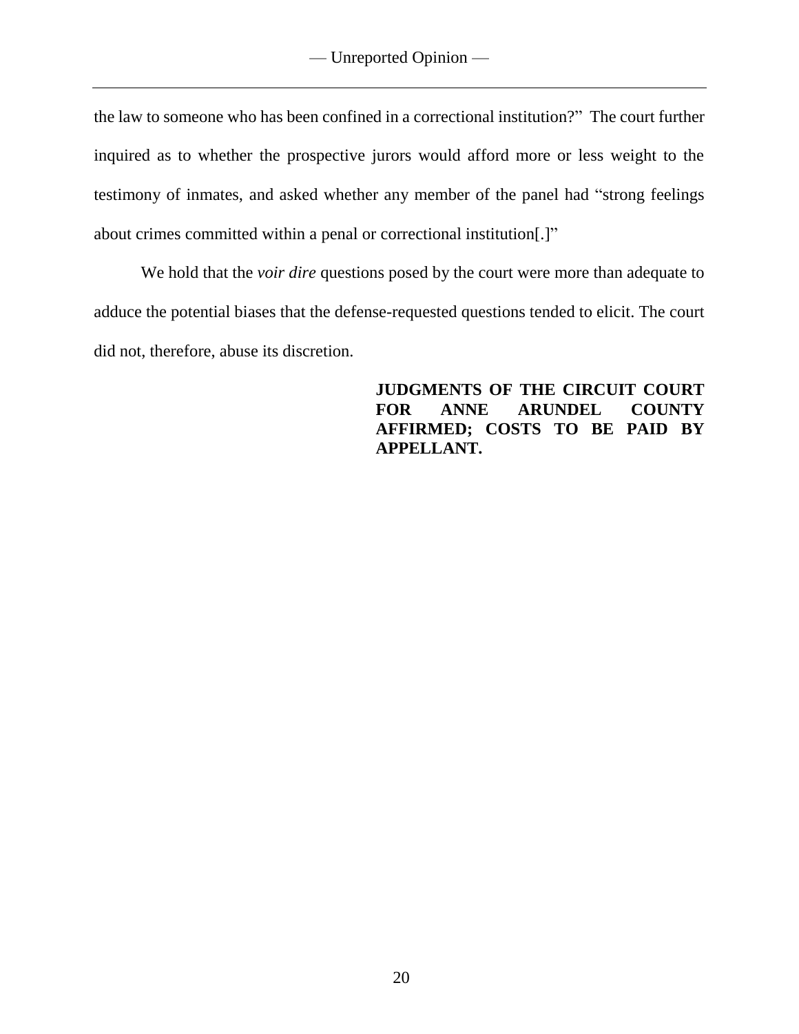the law to someone who has been confined in a correctional institution?" The court further inquired as to whether the prospective jurors would afford more or less weight to the testimony of inmates, and asked whether any member of the panel had "strong feelings about crimes committed within a penal or correctional institution[.]"

We hold that the *voir dire* questions posed by the court were more than adequate to adduce the potential biases that the defense-requested questions tended to elicit. The court did not, therefore, abuse its discretion.

**JUDGMENTS OF THE CIRCUIT COURT FOR ANNE ARUNDEL COUNTY AFFIRMED; COSTS TO BE PAID BY APPELLANT.**